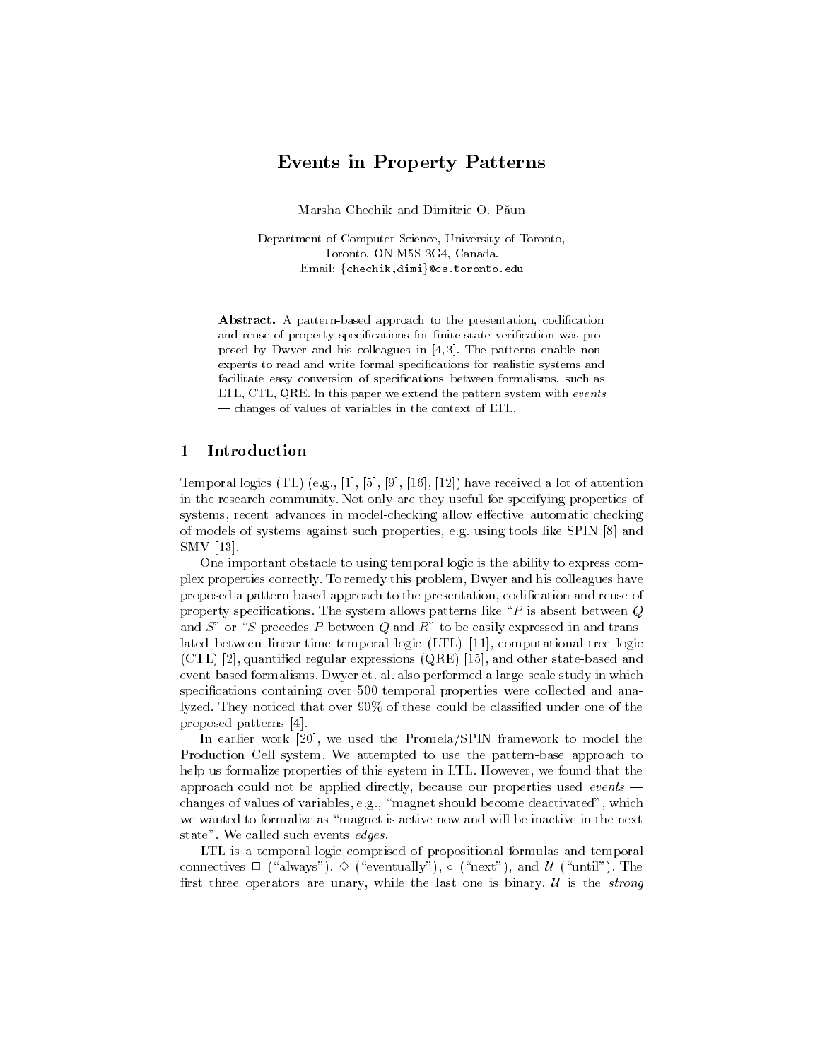# Events in Property Patterns

Marsha Chechik and Dimitrie O. Păun

Department of Computer Science, University of Toronto,
Toronto, ON M5S 3G4, Canada.
Email: {chechik,dimi}@cs.toronto.edu

**Abstract.** A pattern-based approach to the presentation, codification and reuse of property specifications for finite-state verification was proposed by Dwyer and his colleagues in [4,3]. The patterns enable non-experts to read and write formal specifications for realistic systems and facilitate easy conversion of specifications between formalisms, such as LTL, CTL, QRE. In this paper we extend the pattern system with *events* — changes of values of variables in the context of LTL.

## 1 Introduction

Temporal logics (TL) (e.g., [1], [5], [9], [16], [12]) have received a lot of attention in the research community. Not only are they useful for specifying properties of systems, recent advances in model-checking allow effective automatic checking of models of systems against such properties, e.g. using tools like SPIN [8] and SMV [13].

One important obstacle to using temporal logic is the ability to express complex properties correctly. To remedy this problem, Dwyer and his colleagues have proposed a pattern-based approach to the presentation, codification and reuse of property specifications. The system allows patterns like "$P$ is absent between $Q$ and $S$" or "$S$ precedes $P$ between $Q$ and $R$" to be easily expressed in and translated between linear-time temporal logic (LTL) [11], computational tree logic (CTL) [2], quantified regular expressions (QRE) [15], and other state-based and event-based formalisms. Dwyer et. al. also performed a large-scale study in which specifications containing over 500 temporal properties were collected and analyzed. They noticed that over 90% of these could be classified under one of the proposed patterns [4].

In earlier work [20], we used the Promela/SPIN framework to model the Production Cell system. We attempted to use the pattern-base approach to help us formalize properties of this system in LTL. However, we found that the approach could not be applied directly, because our properties used *events* — changes of values of variables, e.g., "magnet should become deactivated", which we wanted to formalize as "magnet is active now and will be inactive in the next state". We called such events *edges*.

LTL is a temporal logic comprised of propositional formulas and temporal connectives $\Box$ ("always"), $\Diamond$ ("eventually"), $\circ$ ("next"), and $\mathcal{U}$ ("until"). The first three operators are unary, while the last one is binary. $\mathcal{U}$ is the *strong*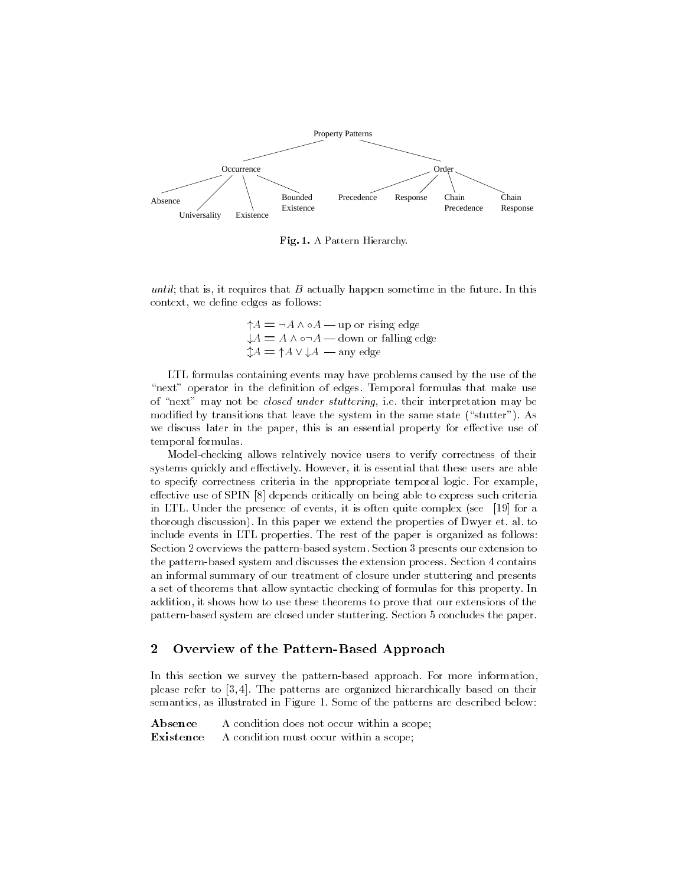Property Patterns

Occurrence

Absence

Universality

Existence

Bounded Existence

Order

Precedence

Response

Chain Precedence

Chain Response

**Fig. 1.** A Pattern Hierarchy.

*until*; that is, it requires that $B$ actually happen sometime in the future. In this context, we define edges as follows:

$$\uparrow A = \neg A \wedge \circ A \text{ — up or rising edge}$$
$$\downarrow A = A \wedge \circ \neg A \text{ — down or falling edge}$$
$$\updownarrow A = \uparrow A \vee \downarrow A \text{ — any edge}$$

LTL formulas containing events may have problems caused by the use of the "next" operator in the definition of edges. Temporal formulas that make use of "next" may not be *closed under stuttering*, i.e. their interpretation may be modified by transitions that leave the system in the same state ("stutter"). As we discuss later in the paper, this is an essential property for effective use of temporal formulas.

Model-checking allows relatively novice users to verify correctness of their systems quickly and effectively. However, it is essential that these users are able to specify correctness criteria in the appropriate temporal logic. For example, effective use of SPIN [8] depends critically on being able to express such criteria in LTL. Under the presence of events, it is often quite complex (see [19] for a thorough discussion). In this paper we extend the properties of Dwyer et. al. to include events in LTL properties. The rest of the paper is organized as follows: Section 2 overviews the pattern-based system. Section 3 presents our extension to the pattern-based system and discusses the extension process. Section 4 contains an informal summary of our treatment of closure under stuttering and presents a set of theorems that allow syntactic checking of formulas for this property. In addition, it shows how to use these theorems to prove that our extensions of the pattern-based system are closed under stuttering. Section 5 concludes the paper.

## 2 Overview of the Pattern-Based Approach

In this section we survey the pattern-based approach. For more information, please refer to [3,4]. The patterns are organized hierarchically based on their semantics, as illustrated in Figure 1. Some of the patterns are described below:

**Absence** A condition does not occur within a scope;

**Existence** A condition must occur within a scope;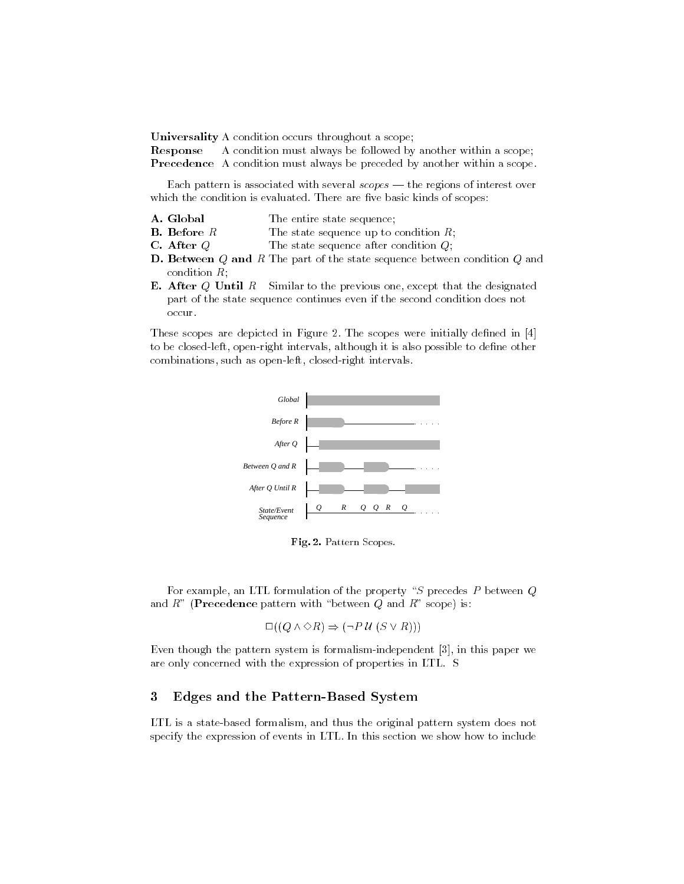**Universality** A condition occurs throughout a scope;
**Response** A condition must always be followed by another within a scope;
**Precedence** A condition must always be preceded by another within a scope.

Each pattern is associated with several *scopes* — the regions of interest over which the condition is evaluated. There are five basic kinds of scopes:

- **A. Global** The entire state sequence;
- **B. Before** $R$ The state sequence up to condition $R$;
- **C. After** $Q$ The state sequence after condition $Q$;
- **D. Between** $Q$ **and** $R$ The part of the state sequence between condition $Q$ and condition $R$;
- **E. After** $Q$ **Until** $R$ Similar to the previous one, except that the designated part of the state sequence continues even if the second condition does not occur.

These scopes are depicted in Figure 2. The scopes were initially defined in [4] to be closed-left, open-right intervals, although it is also possible to define other combinations, such as open-left, closed-right intervals.

Global
Before R
After Q
Between Q and R
After Q Until R
State/Event Sequence
Q R Q Q R Q

**Fig. 2.** Pattern Scopes.

For example, an LTL formulation of the property "$S$ precedes $P$ between $Q$ and $R$" (**Precedence** pattern with "between $Q$ and $R$" scope) is:

$$\Box((Q \wedge \Diamond R) \Rightarrow (\neg P \; \mathcal{U} \; (S \vee R)))$$

Even though the pattern system is formalism-independent [3], in this paper we are only concerned with the expression of properties in LTL. S

## 3 Edges and the Pattern-Based System

LTL is a state-based formalism, and thus the original pattern system does not specify the expression of events in LTL. In this section we show how to include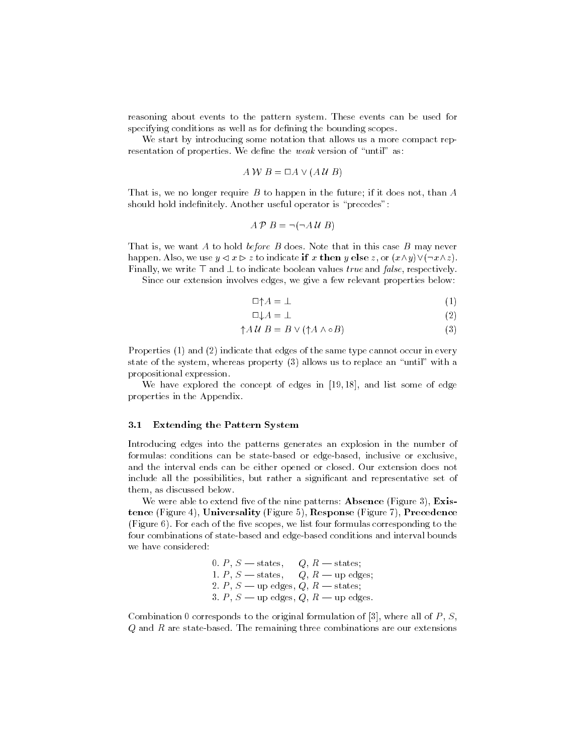reasoning about events to the pattern system. These events can be used for specifying conditions as well as for defining the bounding scopes.

We start by introducing some notation that allows us a more compact representation of properties. We define the *weak* version of "until" as:

$$A \mathcal{W} B = \Box A \vee (A \mathcal{U} B)$$

That is, we no longer require $B$ to happen in the future; if it does not, than $A$ should hold indefinitely. Another useful operator is "precedes":

$$A \mathcal{P} B = \neg(\neg A \mathcal{U} B)$$

That is, we want $A$ to hold *before* $B$ does. Note that in this case $B$ may never happen. Also, we use $y \lhd x \rhd z$ to indicate **if** $x$ **then** $y$ **else** $z$, or $(x \wedge y) \vee (\neg x \wedge z)$. Finally, we write $\top$ and $\bot$ to indicate boolean values *true* and *false*, respectively.

Since our extension involves edges, we give a few relevant properties below:

$$\Box {\uparrow} A = \bot \tag{1}$$

$$\Box {\downarrow} A = \bot \tag{2}$$

$${\uparrow} A \, \mathcal{U} \, B = B \vee ({\uparrow} A \wedge \circ B) \tag{3}$$

Properties (1) and (2) indicate that edges of the same type cannot occur in every state of the system, whereas property (3) allows us to replace an "until" with a propositional expression.

We have explored the concept of edges in [19, 18], and list some of edge properties in the Appendix.

### 3.1 Extending the Pattern System

Introducing edges into the patterns generates an explosion in the number of formulas: conditions can be state-based or edge-based, inclusive or exclusive, and the interval ends can be either opened or closed. Our extension does not include all the possibilities, but rather a significant and representative set of them, as discussed below.

We were able to extend five of the nine patterns: **Absence** (Figure 3), **Existence** (Figure 4), **Universality** (Figure 5), **Response** (Figure 7), **Precedence** (Figure 6). For each of the five scopes, we list four formulas corresponding to the four combinations of state-based and edge-based conditions and interval bounds we have considered:

0. $P$, $S$ — states, $Q$, $R$ — states;
1. $P$, $S$ — states, $Q$, $R$ — up edges;
2. $P$, $S$ — up edges, $Q$, $R$ — states;
3. $P$, $S$ — up edges, $Q$, $R$ — up edges.

Combination 0 corresponds to the original formulation of [3], where all of $P$, $S$, $Q$ and $R$ are state-based. The remaining three combinations are our extensions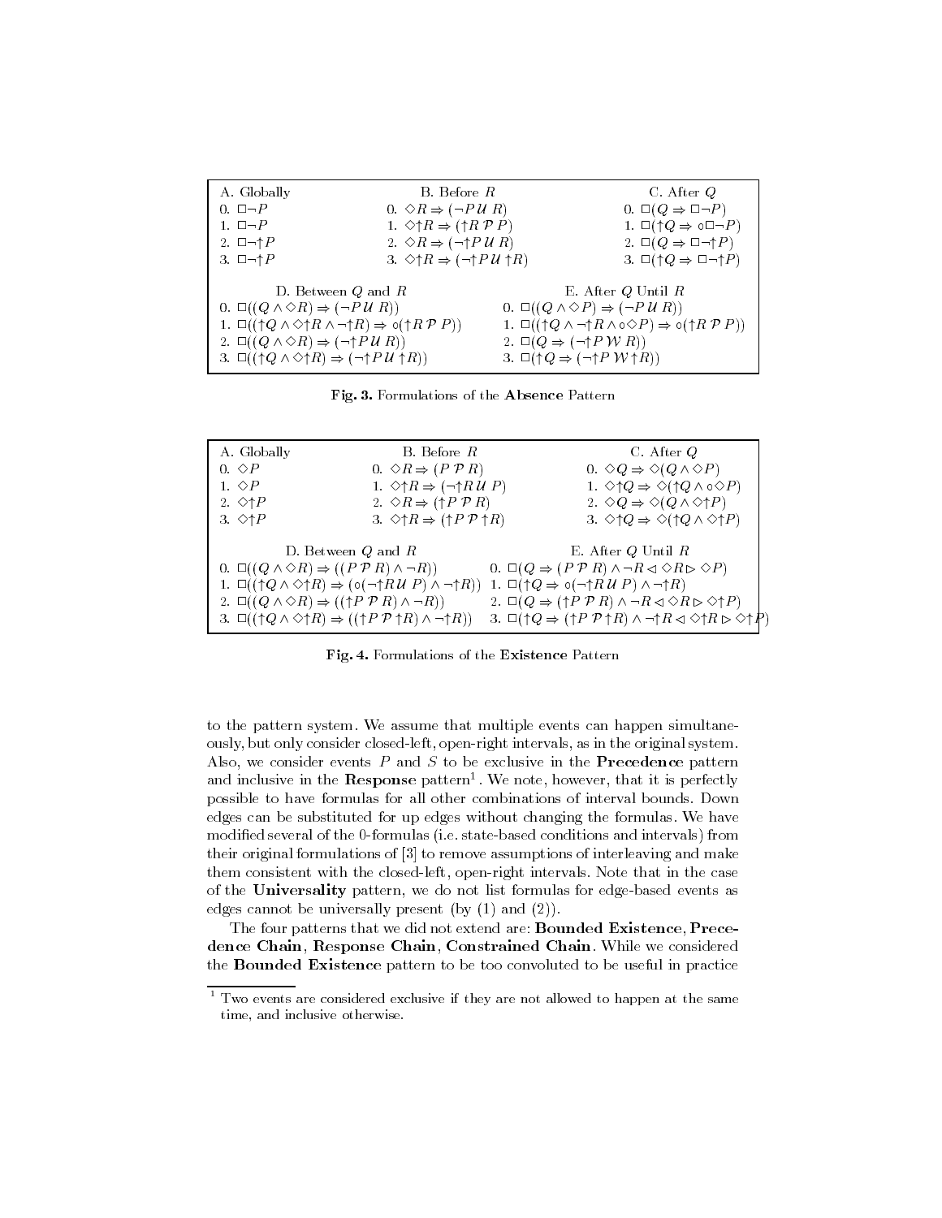| A. Globally | B. Before $R$ | C. After $Q$ |
|---|---|---|
| 0. $\Box\neg P$ | 0. $\Diamond R \Rightarrow (\neg P\,\mathcal{U}\,R)$ | 0. $\Box(Q \Rightarrow \Box\neg P)$ |
| 1. $\Box\neg P$ | 1. $\Diamond{\uparrow}R \Rightarrow ({\uparrow}R\,\mathcal{P}\,P)$ | 1. $\Box({\uparrow}Q \Rightarrow \circ\Box\neg P)$ |
| 2. $\Box\neg{\uparrow}P$ | 2. $\Diamond R \Rightarrow (\neg{\uparrow}P\,\mathcal{U}\,R)$ | 2. $\Box(Q \Rightarrow \Box\neg{\uparrow}P)$ |
| 3. $\Box\neg{\uparrow}P$ | 3. $\Diamond{\uparrow}R \Rightarrow (\neg{\uparrow}P\,\mathcal{U}\,{\uparrow}R)$ | 3. $\Box({\uparrow}Q \Rightarrow \Box\neg{\uparrow}P)$ |

| D. Between $Q$ and $R$ | E. After $Q$ Until $R$ |
|---|---|
| 0. $\Box((Q \wedge \Diamond R) \Rightarrow (\neg P\,\mathcal{U}\,R))$ | 0. $\Box((Q \wedge \Diamond P) \Rightarrow (\neg P\,\mathcal{U}\,R))$ |
| 1. $\Box(({\uparrow}Q \wedge \Diamond{\uparrow}R \wedge \neg{\uparrow}R) \Rightarrow \circ({\uparrow}R\,\mathcal{P}\,P))$ | 1. $\Box(({\uparrow}Q \wedge \neg{\uparrow}R \wedge \circ\Diamond P) \Rightarrow \circ({\uparrow}R\,\mathcal{P}\,P))$ |
| 2. $\Box((Q \wedge \Diamond R) \Rightarrow (\neg{\uparrow}P\,\mathcal{U}\,R))$ | 2. $\Box(Q \Rightarrow (\neg{\uparrow}P\,\mathcal{W}\,R))$ |
| 3. $\Box(({\uparrow}Q \wedge \Diamond{\uparrow}R) \Rightarrow (\neg{\uparrow}P\,\mathcal{U}\,{\uparrow}R))$ | 3. $\Box({\uparrow}Q \Rightarrow (\neg{\uparrow}P\,\mathcal{W}\,{\uparrow}R))$ |

**Fig. 3.** Formulations of the **Absence** Pattern

| A. Globally | B. Before $R$ | C. After $Q$ |
|---|---|---|
| 0. $\Diamond P$ | 0. $\Diamond R \Rightarrow (P\,\mathcal{P}\,R)$ | 0. $\Diamond Q \Rightarrow \Diamond(Q \wedge \Diamond P)$ |
| 1. $\Diamond P$ | 1. $\Diamond{\uparrow}R \Rightarrow (\neg{\uparrow}R\,\mathcal{U}\,P)$ | 1. $\Diamond{\uparrow}Q \Rightarrow \Diamond({\uparrow}Q \wedge \circ\Diamond P)$ |
| 2. $\Diamond{\uparrow}P$ | 2. $\Diamond R \Rightarrow ({\uparrow}P\,\mathcal{P}\,R)$ | 2. $\Diamond Q \Rightarrow \Diamond(Q \wedge \Diamond{\uparrow}P)$ |
| 3. $\Diamond{\uparrow}P$ | 3. $\Diamond{\uparrow}R \Rightarrow ({\uparrow}P\,\mathcal{P}\,{\uparrow}R)$ | 3. $\Diamond{\uparrow}Q \Rightarrow \Diamond({\uparrow}Q \wedge \Diamond{\uparrow}P)$ |

| D. Between $Q$ and $R$ | E. After $Q$ Until $R$ |
|---|---|
| 0. $\Box((Q \wedge \Diamond R) \Rightarrow ((P\,\mathcal{P}\,R) \wedge \neg R))$ | 0. $\Box(Q \Rightarrow (P\,\mathcal{P}\,R) \wedge \neg R \lhd \Diamond R \rhd \Diamond P)$ |
| 1. $\Box(({\uparrow}Q \wedge \Diamond{\uparrow}R) \Rightarrow (\circ(\neg{\uparrow}R\,\mathcal{U}\,P) \wedge \neg{\uparrow}R))$ | 1. $\Box({\uparrow}Q \Rightarrow \circ(\neg{\uparrow}R\,\mathcal{U}\,P) \wedge \neg{\uparrow}R)$ |
| 2. $\Box((Q \wedge \Diamond R) \Rightarrow (({\uparrow}P\,\mathcal{P}\,R) \wedge \neg R))$ | 2. $\Box(Q \Rightarrow ({\uparrow}P\,\mathcal{P}\,R) \wedge \neg R \lhd \Diamond R \rhd \Diamond{\uparrow}P)$ |
| 3. $\Box(({\uparrow}Q \wedge \Diamond{\uparrow}R) \Rightarrow (({\uparrow}P\,\mathcal{P}\,{\uparrow}R) \wedge \neg{\uparrow}R))$ | 3. $\Box({\uparrow}Q \Rightarrow ({\uparrow}P\,\mathcal{P}\,{\uparrow}R) \wedge \neg{\uparrow}R \lhd \Diamond{\uparrow}R \rhd \Diamond{\uparrow}P)$ |

**Fig. 4.** Formulations of the **Existence** Pattern

to the pattern system. We assume that multiple events can happen simultaneously, but only consider closed-left, open-right intervals, as in the original system. Also, we consider events $P$ and $S$ to be exclusive in the **Precedence** pattern and inclusive in the **Response** pattern[1]. We note, however, that it is perfectly possible to have formulas for all other combinations of interval bounds. Down edges can be substituted for up edges without changing the formulas. We have modified several of the 0-formulas (i.e. state-based conditions and intervals) from their original formulations of [3] to remove assumptions of interleaving and make them consistent with the closed-left, open-right intervals. Note that in the case of the **Universality** pattern, we do not list formulas for edge-based events as edges cannot be universally present (by (1) and (2)).

The four patterns that we did not extend are: **Bounded Existence**, **Precedence Chain**, **Response Chain**, **Constrained Chain**. While we considered the **Bounded Existence** pattern to be too convoluted to be useful in practice

[1] Two events are considered exclusive if they are not allowed to happen at the same time, and inclusive otherwise.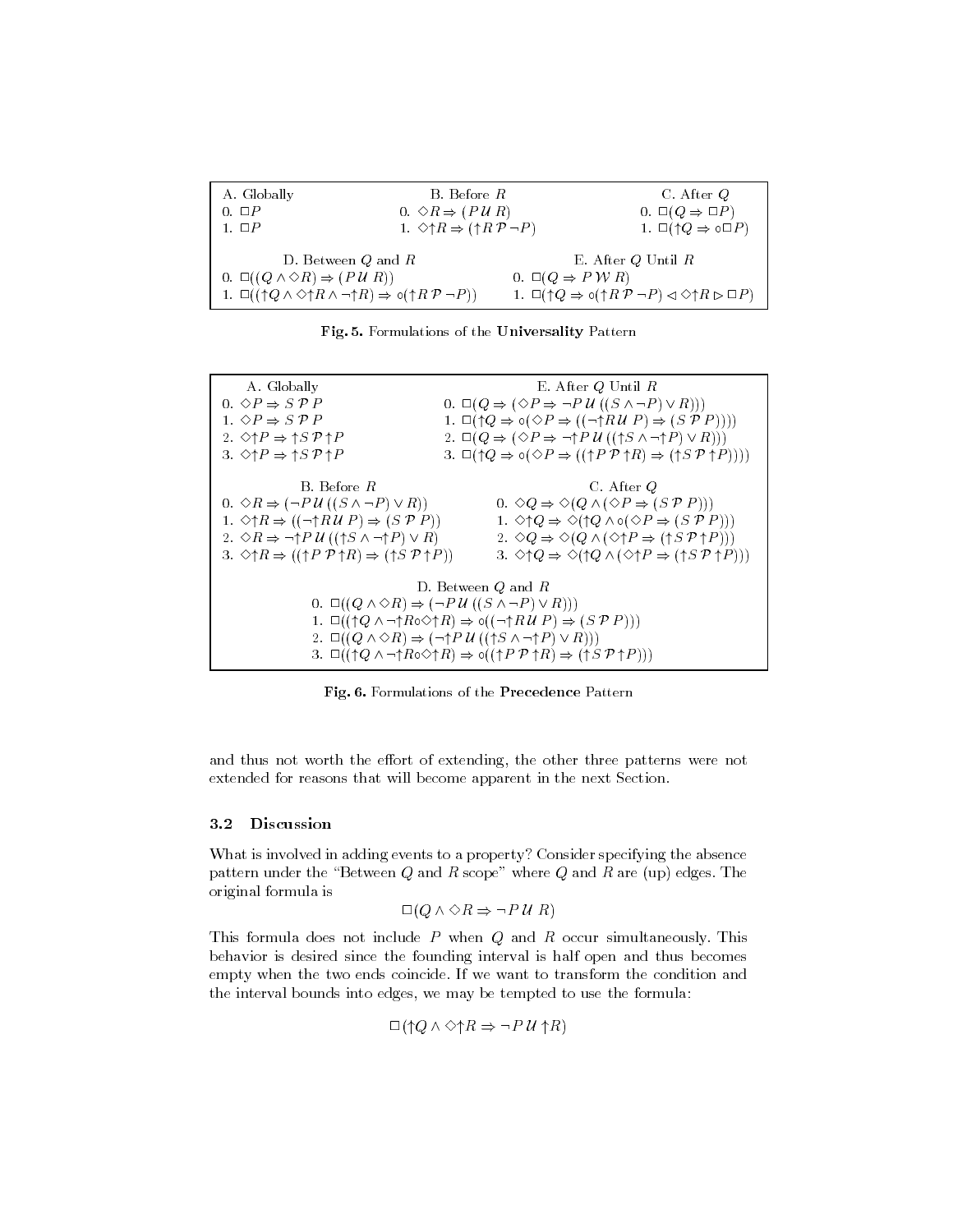| A. Globally | B. Before $R$ | C. After $Q$ |
| --- | --- | --- |
| 0. $\Box P$ | 0. $\Diamond R \Rightarrow (P\,\mathcal{U}\,R)$ | 0. $\Box(Q \Rightarrow \Box P)$ |
| 1. $\Box P$ | 1. $\Diamond{\uparrow}R \Rightarrow ({\uparrow}R\,\mathcal{P}\,\neg P)$ | 1. $\Box({\uparrow}Q \Rightarrow \circ\Box P)$ |

| D. Between $Q$ and $R$ | E. After $Q$ Until $R$ |
| --- | --- |
| 0. $\Box((Q \wedge \Diamond R) \Rightarrow (P\,\mathcal{U}\,R))$ | 0. $\Box(Q \Rightarrow P\,\mathcal{W}\,R)$ |
| 1. $\Box(({\uparrow}Q \wedge \Diamond{\uparrow}R \wedge \neg{\uparrow}R) \Rightarrow \circ({\uparrow}R\,\mathcal{P}\,\neg P))$ | 1. $\Box({\uparrow}Q \Rightarrow \circ({\uparrow}R\,\mathcal{P}\,\neg P) \lhd \Diamond{\uparrow}R \rhd \Box P)$ |

**Fig. 5.** Formulations of the **Universality** Pattern

| A. Globally | E. After $Q$ Until $R$ |
| --- | --- |
| 0. $\Diamond P \Rightarrow S\,\mathcal{P}\,P$ | 0. $\Box(Q \Rightarrow (\Diamond P \Rightarrow \neg P\,\mathcal{U}\,((S \wedge \neg P) \vee R)))$ |
| 1. $\Diamond P \Rightarrow S\,\mathcal{P}\,P$ | 1. $\Box({\uparrow}Q \Rightarrow \circ(\Diamond P \Rightarrow ((\neg{\uparrow}R\,\mathcal{U}\,P) \Rightarrow (S\,\mathcal{P}\,P))))$ |
| 2. $\Diamond{\uparrow}P \Rightarrow {\uparrow}S\,\mathcal{P}\,{\uparrow}P$ | 2. $\Box(Q \Rightarrow (\Diamond P \Rightarrow \neg{\uparrow}P\,\mathcal{U}\,(({\uparrow}S \wedge \neg{\uparrow}P) \vee R)))$ |
| 3. $\Diamond{\uparrow}P \Rightarrow {\uparrow}S\,\mathcal{P}\,{\uparrow}P$ | 3. $\Box({\uparrow}Q \Rightarrow \circ(\Diamond P \Rightarrow (({\uparrow}P\,\mathcal{P}\,{\uparrow}R) \Rightarrow ({\uparrow}S\,\mathcal{P}\,{\uparrow}P))))$ |

| B. Before $R$ | C. After $Q$ |
| --- | --- |
| 0. $\Diamond R \Rightarrow (\neg P\,\mathcal{U}\,((S \wedge \neg P) \vee R))$ | 0. $\Diamond Q \Rightarrow \Diamond(Q \wedge (\Diamond P \Rightarrow (S\,\mathcal{P}\,P)))$ |
| 1. $\Diamond{\uparrow}R \Rightarrow ((\neg{\uparrow}R\,\mathcal{U}\,P) \Rightarrow (S\,\mathcal{P}\,P))$ | 1. $\Diamond{\uparrow}Q \Rightarrow \Diamond({\uparrow}Q \wedge \circ(\Diamond P \Rightarrow (S\,\mathcal{P}\,P)))$ |
| 2. $\Diamond R \Rightarrow \neg{\uparrow}P\,\mathcal{U}\,(({\uparrow}S \wedge \neg{\uparrow}P) \vee R)$ | 2. $\Diamond Q \Rightarrow \Diamond(Q \wedge (\Diamond{\uparrow}P \Rightarrow ({\uparrow}S\,\mathcal{P}\,{\uparrow}P)))$ |
| 3. $\Diamond{\uparrow}R \Rightarrow (({\uparrow}P\,\mathcal{P}\,{\uparrow}R) \Rightarrow ({\uparrow}S\,\mathcal{P}\,{\uparrow}P))$ | 3. $\Diamond{\uparrow}Q \Rightarrow \Diamond({\uparrow}Q \wedge (\Diamond{\uparrow}P \Rightarrow ({\uparrow}S\,\mathcal{P}\,{\uparrow}P)))$ |

D. Between $Q$ and $R$

0. $\Box((Q \wedge \Diamond R) \Rightarrow (\neg P\,\mathcal{U}\,((S \wedge \neg P) \vee R)))$
1. $\Box(({\uparrow}Q \wedge \neg{\uparrow}R \circ\Diamond{\uparrow}R) \Rightarrow \circ((\neg{\uparrow}R\,\mathcal{U}\,P) \Rightarrow (S\,\mathcal{P}\,P)))$
2. $\Box((Q \wedge \Diamond R) \Rightarrow (\neg{\uparrow}P\,\mathcal{U}\,(({\uparrow}S \wedge \neg{\uparrow}P) \vee R)))$
3. $\Box(({\uparrow}Q \wedge \neg{\uparrow}R \circ\Diamond{\uparrow}R) \Rightarrow \circ(({\uparrow}P\,\mathcal{P}\,{\uparrow}R) \Rightarrow ({\uparrow}S\,\mathcal{P}\,{\uparrow}P)))$

**Fig. 6.** Formulations of the **Precedence** Pattern

and thus not worth the effort of extending, the other three patterns were not extended for reasons that will become apparent in the next Section.

### 3.2 Discussion

What is involved in adding events to a property? Consider specifying the absence pattern under the "Between $Q$ and $R$ scope" where $Q$ and $R$ are (up) edges. The original formula is

$$\Box(Q \wedge \Diamond R \Rightarrow \neg P\,\mathcal{U}\,R)$$

This formula does not include $P$ when $Q$ and $R$ occur simultaneously. This behavior is desired since the founding interval is half open and thus becomes empty when the two ends coincide. If we want to transform the condition and the interval bounds into edges, we may be tempted to use the formula:

$$\Box({\uparrow}Q \wedge \Diamond{\uparrow}R \Rightarrow \neg P\,\mathcal{U}\,{\uparrow}R)$$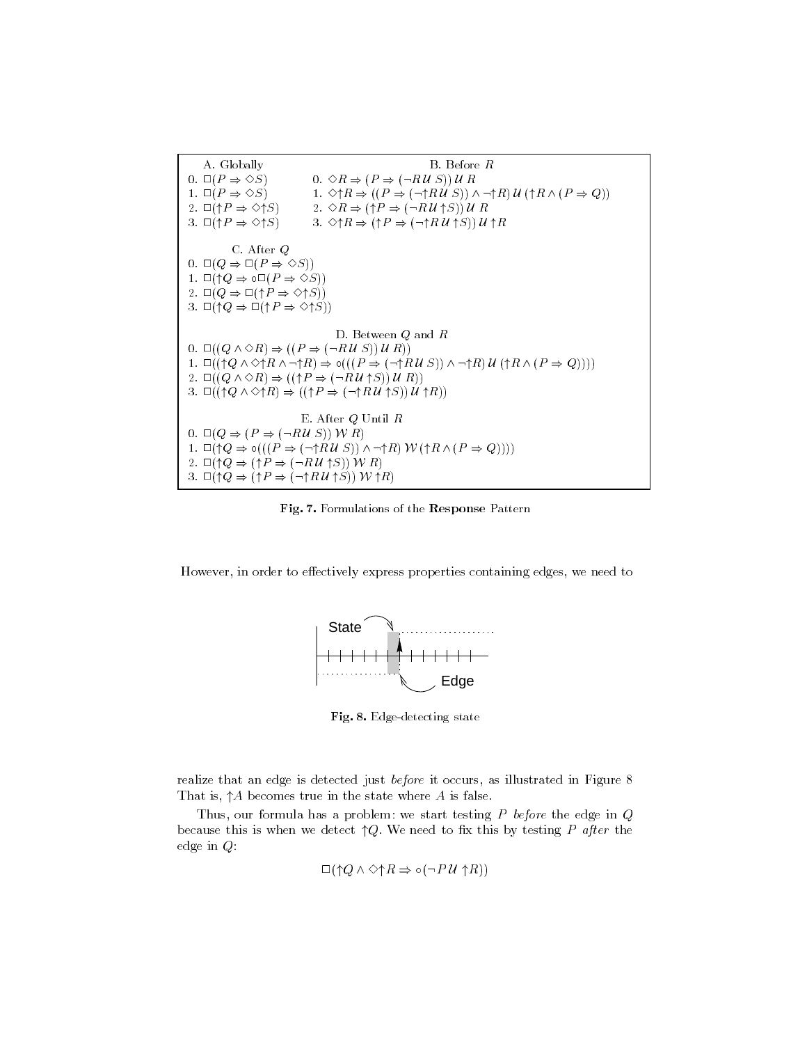A. Globally

0. $\Box(P \Rightarrow \Diamond S)$
1. $\Box(P \Rightarrow \Diamond S)$
2. $\Box(\uparrow P \Rightarrow \Diamond\uparrow S)$
3. $\Box(\uparrow P \Rightarrow \Diamond\uparrow S)$

B. Before $R$

0. $\Diamond R \Rightarrow (P \Rightarrow (\neg R\,\mathcal{U}\,S))\,\mathcal{U}\,R$
1. $\Diamond\uparrow R \Rightarrow ((P \Rightarrow (\neg\uparrow R\,\mathcal{U}\,S)) \wedge \neg\uparrow R)\,\mathcal{U}\,(\uparrow R \wedge (P \Rightarrow Q))$
2. $\Diamond R \Rightarrow (\uparrow P \Rightarrow (\neg R\,\mathcal{U}\uparrow S))\,\mathcal{U}\,R$
3. $\Diamond\uparrow R \Rightarrow (\uparrow P \Rightarrow (\neg\uparrow R\,\mathcal{U}\uparrow S))\,\mathcal{U}\uparrow R$

C. After $Q$

0. $\Box(Q \Rightarrow \Box(P \Rightarrow \Diamond S))$
1. $\Box(\uparrow Q \Rightarrow \circ\Box(P \Rightarrow \Diamond S))$
2. $\Box(Q \Rightarrow \Box(\uparrow P \Rightarrow \Diamond\uparrow S))$
3. $\Box(\uparrow Q \Rightarrow \Box(\uparrow P \Rightarrow \Diamond\uparrow S))$

D. Between $Q$ and $R$

0. $\Box((Q \wedge \Diamond R) \Rightarrow ((P \Rightarrow (\neg R\,\mathcal{U}\,S))\,\mathcal{U}\,R))$
1. $\Box((\uparrow Q \wedge \Diamond\uparrow R \wedge \neg\uparrow R) \Rightarrow \circ(((P \Rightarrow (\neg\uparrow R\,\mathcal{U}\,S)) \wedge \neg\uparrow R)\,\mathcal{U}\,(\uparrow R \wedge (P \Rightarrow Q))))$
2. $\Box((Q \wedge \Diamond R) \Rightarrow ((\uparrow P \Rightarrow (\neg R\,\mathcal{U}\uparrow S))\,\mathcal{U}\,R))$
3. $\Box((\uparrow Q \wedge \Diamond\uparrow R) \Rightarrow ((\uparrow P \Rightarrow (\neg\uparrow R\,\mathcal{U}\uparrow S))\,\mathcal{U}\uparrow R))$

E. After $Q$ Until $R$

0. $\Box(Q \Rightarrow (P \Rightarrow (\neg R\,\mathcal{U}\,S))\,\mathcal{W}\,R)$
1. $\Box(\uparrow Q \Rightarrow \circ(((P \Rightarrow (\neg\uparrow R\,\mathcal{U}\,S)) \wedge \neg\uparrow R)\,\mathcal{W}\,(\uparrow R \wedge (P \Rightarrow Q))))$
2. $\Box(\uparrow Q \Rightarrow (\uparrow P \Rightarrow (\neg R\,\mathcal{U}\uparrow S))\,\mathcal{W}\,R)$
3. $\Box(\uparrow Q \Rightarrow (\uparrow P \Rightarrow (\neg\uparrow R\,\mathcal{U}\uparrow S))\,\mathcal{W}\uparrow R)$

**Fig. 7.** Formulations of the **Response** Pattern

However, in order to effectively express properties containing edges, we need to

State

Edge

**Fig. 8.** Edge-detecting state

realize that an edge is detected just *before* it occurs, as illustrated in Figure 8 That is, $\uparrow A$ becomes true in the state where $A$ is false.

Thus, our formula has a problem: we start testing $P$ *before* the edge in $Q$ because this is when we detect $\uparrow Q$. We need to fix this by testing $P$ *after* the edge in $Q$:

$$\Box(\uparrow Q \wedge \Diamond\uparrow R \Rightarrow \circ(\neg P\,\mathcal{U}\uparrow R))$$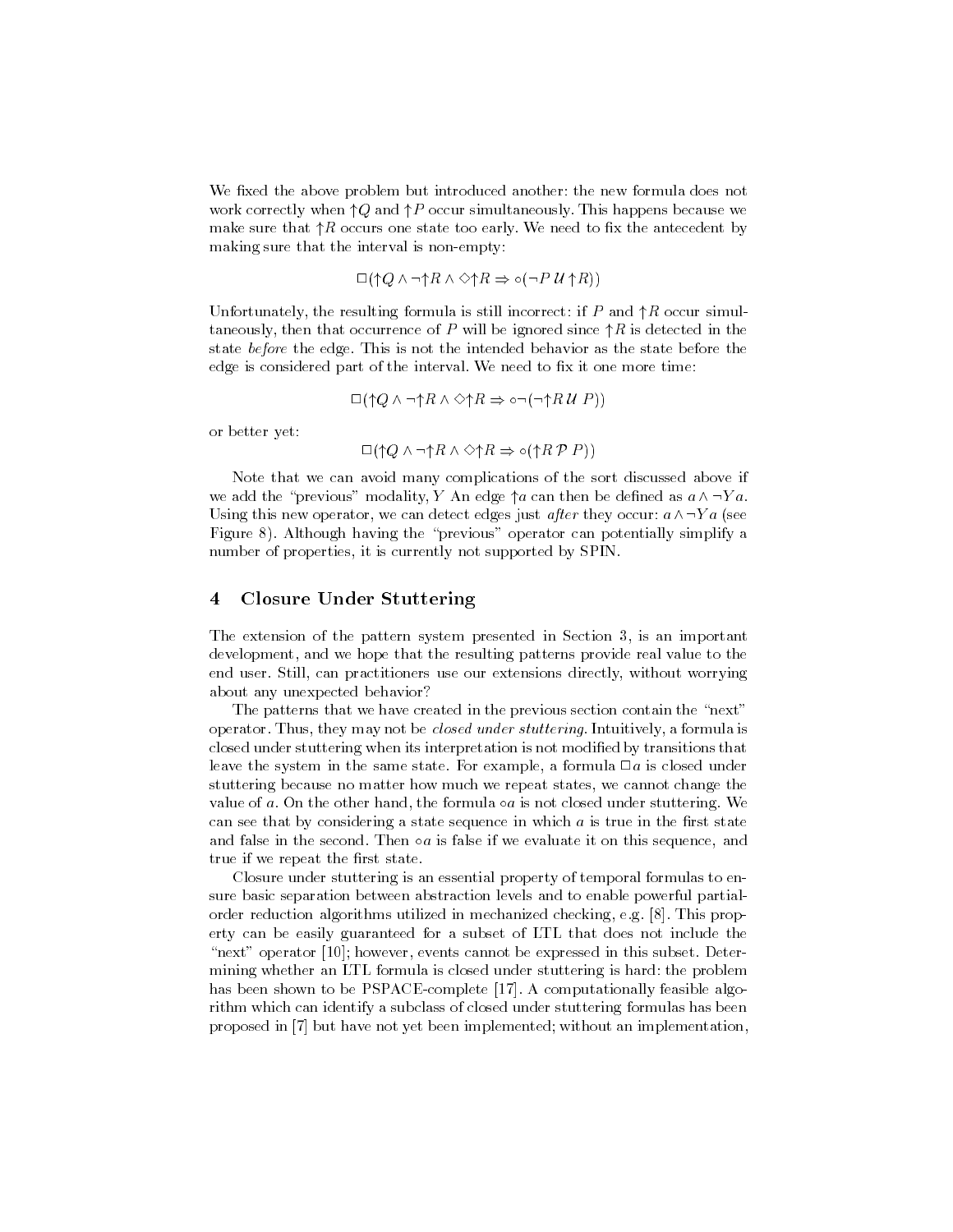We fixed the above problem but introduced another: the new formula does not work correctly when $\uparrow Q$ and $\uparrow P$ occur simultaneously. This happens because we make sure that $\uparrow R$ occurs one state too early. We need to fix the antecedent by making sure that the interval is non-empty:

$$\Box(\uparrow Q \wedge \neg\uparrow R \wedge \Diamond\uparrow R \Rightarrow \circ(\neg P\ \mathcal{U} \uparrow R))$$

Unfortunately, the resulting formula is still incorrect: if $P$ and $\uparrow R$ occur simultaneously, then that occurrence of $P$ will be ignored since $\uparrow R$ is detected in the state *before* the edge. This is not the intended behavior as the state before the edge is considered part of the interval. We need to fix it one more time:

$$\Box(\uparrow Q \wedge \neg\uparrow R \wedge \Diamond\uparrow R \Rightarrow \circ\neg(\neg\uparrow R\ \mathcal{U}\ P))$$

or better yet:

$$\Box(\uparrow Q \wedge \neg\uparrow R \wedge \Diamond\uparrow R \Rightarrow \circ(\uparrow R\ \mathcal{P}\ P))$$

Note that we can avoid many complications of the sort discussed above if we add the "previous" modality, $Y$ An edge $\uparrow a$ can then be defined as $a \wedge \neg Y a$. Using this new operator, we can detect edges just *after* they occur: $a \wedge \neg Y a$ (see Figure 8). Although having the "previous" operator can potentially simplify a number of properties, it is currently not supported by SPIN.

## 4 Closure Under Stuttering

The extension of the pattern system presented in Section 3, is an important development, and we hope that the resulting patterns provide real value to the end user. Still, can practitioners use our extensions directly, without worrying about any unexpected behavior?

The patterns that we have created in the previous section contain the "next" operator. Thus, they may not be *closed under stuttering*. Intuitively, a formula is closed under stuttering when its interpretation is not modified by transitions that leave the system in the same state. For example, a formula $\Box a$ is closed under stuttering because no matter how much we repeat states, we cannot change the value of $a$. On the other hand, the formula $\circ a$ is not closed under stuttering. We can see that by considering a state sequence in which $a$ is true in the first state and false in the second. Then $\circ a$ is false if we evaluate it on this sequence, and true if we repeat the first state.

Closure under stuttering is an essential property of temporal formulas to ensure basic separation between abstraction levels and to enable powerful partial-order reduction algorithms utilized in mechanized checking, e.g. [8]. This property can be easily guaranteed for a subset of LTL that does not include the "next" operator [10]; however, events cannot be expressed in this subset. Determining whether an LTL formula is closed under stuttering is hard: the problem has been shown to be PSPACE-complete [17]. A computationally feasible algorithm which can identify a subclass of closed under stuttering formulas has been proposed in [7] but have not yet been implemented; without an implementation,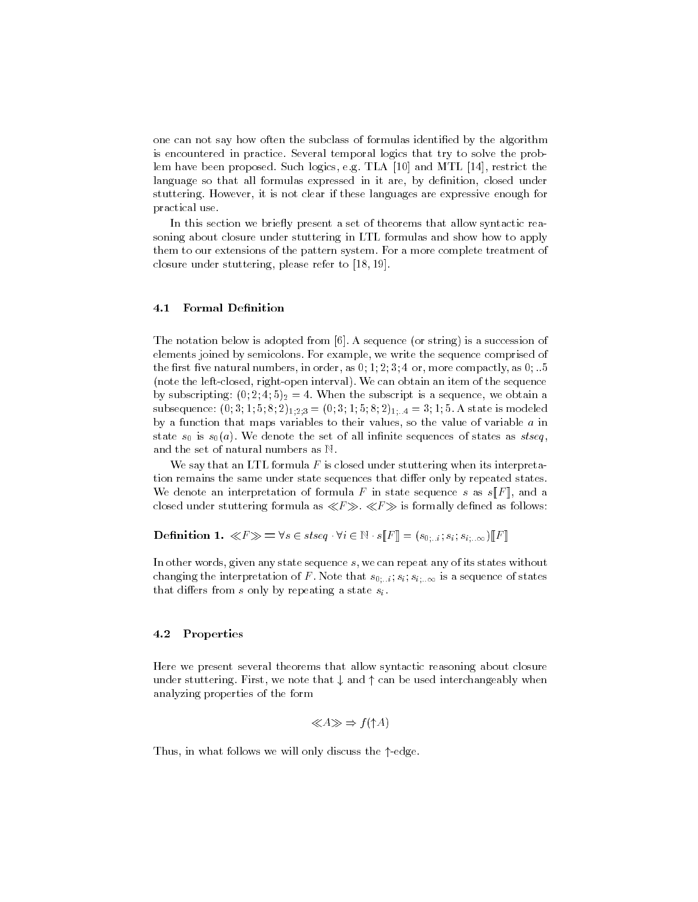one can not say how often the subclass of formulas identified by the algorithm is encountered in practice. Several temporal logics that try to solve the problem have been proposed. Such logics, e.g. TLA [10] and MTL [14], restrict the language so that all formulas expressed in it are, by definition, closed under stuttering. However, it is not clear if these languages are expressive enough for practical use.

In this section we briefly present a set of theorems that allow syntactic reasoning about closure under stuttering in LTL formulas and show how to apply them to our extensions of the pattern system. For a more complete treatment of closure under stuttering, please refer to [18, 19].

### 4.1 Formal Definition

The notation below is adopted from [6]. A sequence (or string) is a succession of elements joined by semicolons. For example, we write the sequence comprised of the first five natural numbers, in order, as $0; 1; 2; 3; 4$ or, more compactly, as $0; ..5$ (note the left-closed, right-open interval). We can obtain an item of the sequence by subscripting: $(0; 2; 4; 5)_2 = 4$. When the subscript is a sequence, we obtain a subsequence: $(0; 3; 1; 5; 8; 2)_{1;2;3} = (0; 3; 1; 5; 8; 2)_{1;..4} = 3; 1; 5$. A state is modeled by a function that maps variables to their values, so the value of variable $a$ in state $s_0$ is $s_0(a)$. We denote the set of all infinite sequences of states as *stseq*, and the set of natural numbers as $\mathbb{N}$.

We say that an LTL formula $F$ is closed under stuttering when its interpretation remains the same under state sequences that differ only by repeated states. We denote an interpretation of formula $F$ in state sequence $s$ as $s[\![F]\!]$, and a closed under stuttering formula as $\ll F \gg$. $\ll F \gg$ is formally defined as follows:

**Definition 1.** $\ll F \gg = \forall s \in stseq \cdot \forall i \in \mathbb{N} \cdot s[\![F]\!] = (s_{0;..i}; s_i; s_{i;..\infty})[\![F]\!]$

In other words, given any state sequence $s$, we can repeat any of its states without changing the interpretation of $F$. Note that $s_{0;..i}; s_i; s_{i;..\infty}$ is a sequence of states that differs from $s$ only by repeating a state $s_i$.

### 4.2 Properties

Here we present several theorems that allow syntactic reasoning about closure under stuttering. First, we note that $\downarrow$ and $\uparrow$ can be used interchangeably when analyzing properties of the form

$$\ll A \gg \Rightarrow f(\uparrow A)$$

Thus, in what follows we will only discuss the $\uparrow$-edge.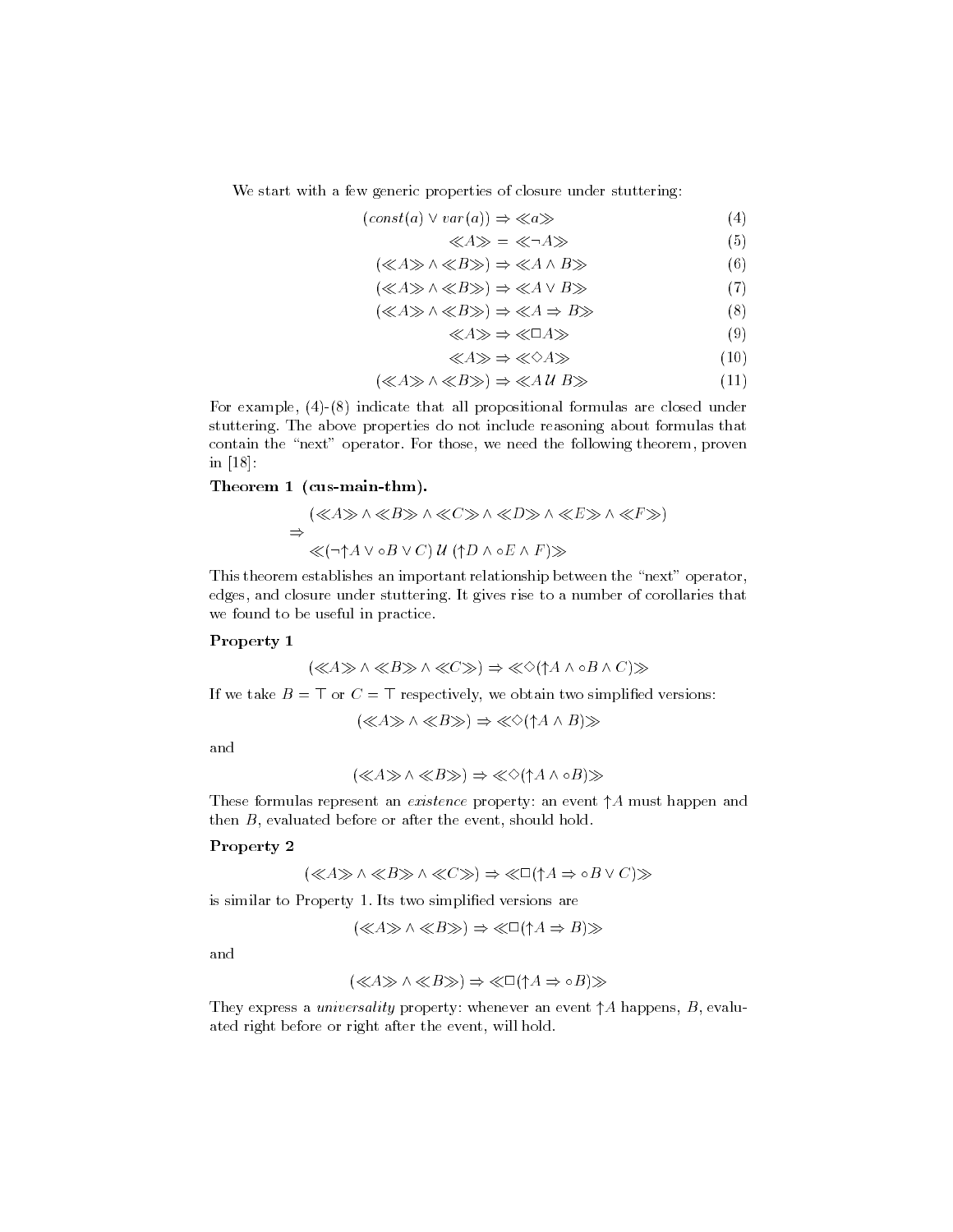We start with a few generic properties of closure under stuttering:

$$(const(a) \vee var(a)) \Rightarrow \ll a \gg \tag{4}$$

$$\ll A \gg \; = \; \ll \neg A \gg \tag{5}$$

$$(\ll A \gg \wedge \ll B \gg) \Rightarrow \ll A \wedge B \gg \tag{6}$$

$$(\ll A \gg \wedge \ll B \gg) \Rightarrow \ll A \vee B \gg \tag{7}$$

$$(\ll A \gg \wedge \ll B \gg) \Rightarrow \ll A \Rightarrow B \gg \tag{8}$$

$$\ll A \gg \Rightarrow \ll \Box A \gg \tag{9}$$

$$\ll A \gg \Rightarrow \ll \Diamond A \gg \tag{10}$$

$$(\ll A \gg \wedge \ll B \gg) \Rightarrow \ll A \, \mathcal{U} \, B \gg \tag{11}$$

For example, (4)-(8) indicate that all propositional formulas are closed under stuttering. The above properties do not include reasoning about formulas that contain the "next" operator. For those, we need the following theorem, proven in [18]:

**Theorem 1 (cus-main-thm).**

$$\begin{array}{l} \quad (\ll A \gg \wedge \ll B \gg \wedge \ll C \gg \wedge \ll D \gg \wedge \ll E \gg \wedge \ll F \gg) \\ \Rightarrow \\ \quad \ll (\neg \uparrow A \vee \circ B \vee C) \, \mathcal{U} \, (\uparrow D \wedge \circ E \wedge F) \gg \end{array}$$

This theorem establishes an important relationship between the "next" operator, edges, and closure under stuttering. It gives rise to a number of corollaries that we found to be useful in practice.

**Property 1**

$$(\ll A \gg \wedge \ll B \gg \wedge \ll C \gg) \Rightarrow \ll \Diamond(\uparrow A \wedge \circ B \wedge C) \gg$$

If we take $B = \top$ or $C = \top$ respectively, we obtain two simplified versions:

$$(\ll A \gg \wedge \ll B \gg) \Rightarrow \ll \Diamond(\uparrow A \wedge B) \gg$$

and

$$(\ll A \gg \wedge \ll B \gg) \Rightarrow \ll \Diamond(\uparrow A \wedge \circ B) \gg$$

These formulas represent an *existence* property: an event $\uparrow A$ must happen and then $B$, evaluated before or after the event, should hold.

**Property 2**

$$(\ll A \gg \wedge \ll B \gg \wedge \ll C \gg) \Rightarrow \ll \Box(\uparrow A \Rightarrow \circ B \vee C) \gg$$

is similar to Property 1. Its two simplified versions are

$$(\ll A \gg \wedge \ll B \gg) \Rightarrow \ll \Box(\uparrow A \Rightarrow B) \gg$$

and

$$(\ll A \gg \wedge \ll B \gg) \Rightarrow \ll \Box(\uparrow A \Rightarrow \circ B) \gg$$

They express a *universality* property: whenever an event $\uparrow A$ happens, $B$, evaluated right before or right after the event, will hold.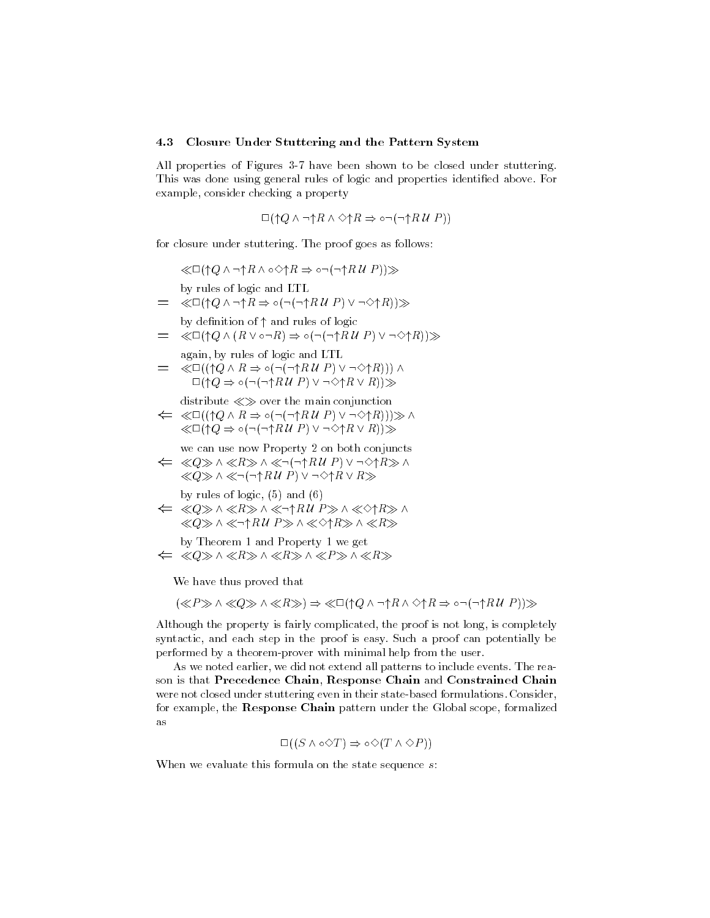### 4.3 Closure Under Stuttering and the Pattern System

All properties of Figures 3-7 have been shown to be closed under stuttering. This was done using general rules of logic and properties identified above. For example, consider checking a property

$$\Box(\uparrow Q \wedge \neg\uparrow R \wedge \Diamond\uparrow R \Rightarrow \circ\neg(\neg\uparrow R\,\mathcal{U}\,P))$$

for closure under stuttering. The proof goes as follows:

$$
\begin{aligned}
& \ll\Box(\uparrow Q \wedge \neg\uparrow R \wedge \circ\Diamond\uparrow R \Rightarrow \circ\neg(\neg\uparrow R\,\mathcal{U}\,P))\gg \\
& \quad \text{by rules of logic and LTL} \\
= \; & \ll\Box(\uparrow Q \wedge \neg\uparrow R \Rightarrow \circ(\neg(\neg\uparrow R\,\mathcal{U}\,P) \vee \neg\Diamond\uparrow R))\gg \\
& \quad \text{by definition of } \uparrow \text{ and rules of logic} \\
= \; & \ll\Box(\uparrow Q \wedge (R \vee \circ\neg R) \Rightarrow \circ(\neg(\neg\uparrow R\,\mathcal{U}\,P) \vee \neg\Diamond\uparrow R))\gg \\
& \quad \text{again, by rules of logic and LTL} \\
= \; & \ll\Box((\uparrow Q \wedge R \Rightarrow \circ(\neg(\neg\uparrow R\,\mathcal{U}\,P) \vee \neg\Diamond\uparrow R))) \wedge \\
& \quad \Box(\uparrow Q \Rightarrow \circ(\neg(\neg\uparrow R\,\mathcal{U}\,P) \vee \neg\Diamond\uparrow R \vee R))\gg \\
& \quad \text{distribute} \ll\gg \text{ over the main conjunction} \\
\Leftarrow \; & \ll\Box((\uparrow Q \wedge R \Rightarrow \circ(\neg(\neg\uparrow R\,\mathcal{U}\,P) \vee \neg\Diamond\uparrow R)))\gg \wedge \\
& \ll\Box(\uparrow Q \Rightarrow \circ(\neg(\neg\uparrow R\,\mathcal{U}\,P) \vee \neg\Diamond\uparrow R \vee R))\gg \\
& \quad \text{we can use now Property 2 on both conjuncts} \\
\Leftarrow \; & \ll Q\gg \wedge \ll R\gg \wedge \ll\neg(\neg\uparrow R\,\mathcal{U}\,P) \vee \neg\Diamond\uparrow R\gg \wedge \\
& \ll Q\gg \wedge \ll\neg(\neg\uparrow R\,\mathcal{U}\,P) \vee \neg\Diamond\uparrow R \vee R\gg \\
& \quad \text{by rules of logic, (5) and (6)} \\
\Leftarrow \; & \ll Q\gg \wedge \ll R\gg \wedge \ll\neg\uparrow R\,\mathcal{U}\,P\gg \wedge \ll\Diamond\uparrow R\gg \wedge \\
& \ll Q\gg \wedge \ll\neg\uparrow R\,\mathcal{U}\,P\gg \wedge \ll\Diamond\uparrow R\gg \wedge \ll R\gg \\
& \quad \text{by Theorem 1 and Property 1 we get} \\
\Leftarrow \; & \ll Q\gg \wedge \ll R\gg \wedge \ll R\gg \wedge \ll P\gg \wedge \ll R\gg
\end{aligned}
$$

We have thus proved that

$$(\ll P\gg \wedge \ll Q\gg \wedge \ll R\gg) \Rightarrow \ll\Box(\uparrow Q \wedge \neg\uparrow R \wedge \Diamond\uparrow R \Rightarrow \circ\neg(\neg\uparrow R\,\mathcal{U}\,P))\gg$$

Although the property is fairly complicated, the proof is not long, is completely syntactic, and each step in the proof is easy. Such a proof can potentially be performed by a theorem-prover with minimal help from the user.

As we noted earlier, we did not extend all patterns to include events. The reason is that **Precedence Chain**, **Response Chain** and **Constrained Chain** were not closed under stuttering even in their state-based formulations. Consider, for example, the **Response Chain** pattern under the Global scope, formalized as

$$\Box((S \wedge \circ\Diamond T) \Rightarrow \circ\Diamond(T \wedge \Diamond P))$$

When we evaluate this formula on the state sequence $s$: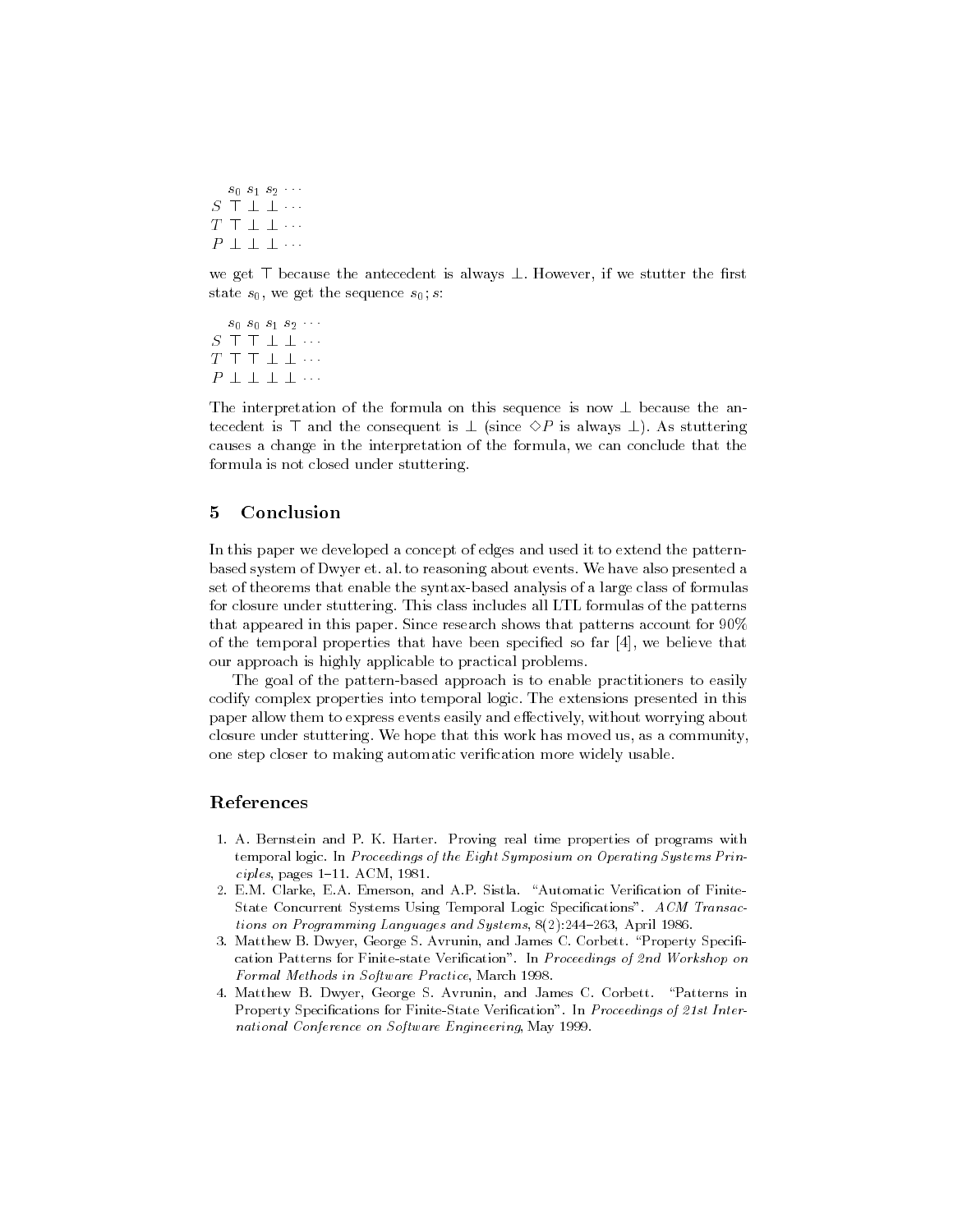| | $s_0$ | $s_1$ | $s_2$ | $\cdots$ |
|---|---|---|---|---|
| $S$ | $\top$ | $\bot$ | $\bot$ | $\cdots$ |
| $T$ | $\top$ | $\bot$ | $\bot$ | $\cdots$ |
| $P$ | $\bot$ | $\bot$ | $\bot$ | $\cdots$ |

we get $\top$ because the antecedent is always $\bot$. However, if we stutter the first state $s_0$, we get the sequence $s_0 ; s$:

| | $s_0$ | $s_0$ | $s_1$ | $s_2$ | $\cdots$ |
|---|---|---|---|---|---|
| $S$ | $\top$ | $\top$ | $\bot$ | $\bot$ | $\cdots$ |
| $T$ | $\top$ | $\top$ | $\bot$ | $\bot$ | $\cdots$ |
| $P$ | $\bot$ | $\bot$ | $\bot$ | $\bot$ | $\cdots$ |

The interpretation of the formula on this sequence is now $\bot$ because the antecedent is $\top$ and the consequent is $\bot$ (since $\Diamond P$ is always $\bot$). As stuttering causes a change in the interpretation of the formula, we can conclude that the formula is not closed under stuttering.

## 5 Conclusion

In this paper we developed a concept of edges and used it to extend the pattern-based system of Dwyer et. al. to reasoning about events. We have also presented a set of theorems that enable the syntax-based analysis of a large class of formulas for closure under stuttering. This class includes all LTL formulas of the patterns that appeared in this paper. Since research shows that patterns account for 90% of the temporal properties that have been specified so far [4], we believe that our approach is highly applicable to practical problems.

The goal of the pattern-based approach is to enable practitioners to easily codify complex properties into temporal logic. The extensions presented in this paper allow them to express events easily and effectively, without worrying about closure under stuttering. We hope that this work has moved us, as a community, one step closer to making automatic verification more widely usable.

## References

1. A. Bernstein and P. K. Harter. Proving real time properties of programs with temporal logic. In *Proceedings of the Eight Symposium on Operating Systems Principles*, pages 1–11. ACM, 1981.
2. E.M. Clarke, E.A. Emerson, and A.P. Sistla. "Automatic Verification of Finite-State Concurrent Systems Using Temporal Logic Specifications". *ACM Transactions on Programming Languages and Systems*, 8(2):244–263, April 1986.
3. Matthew B. Dwyer, George S. Avrunin, and James C. Corbett. "Property Specification Patterns for Finite-state Verification". In *Proceedings of 2nd Workshop on Formal Methods in Software Practice*, March 1998.
4. Matthew B. Dwyer, George S. Avrunin, and James C. Corbett. "Patterns in Property Specifications for Finite-State Verification". In *Proceedings of 21st International Conference on Software Engineering*, May 1999.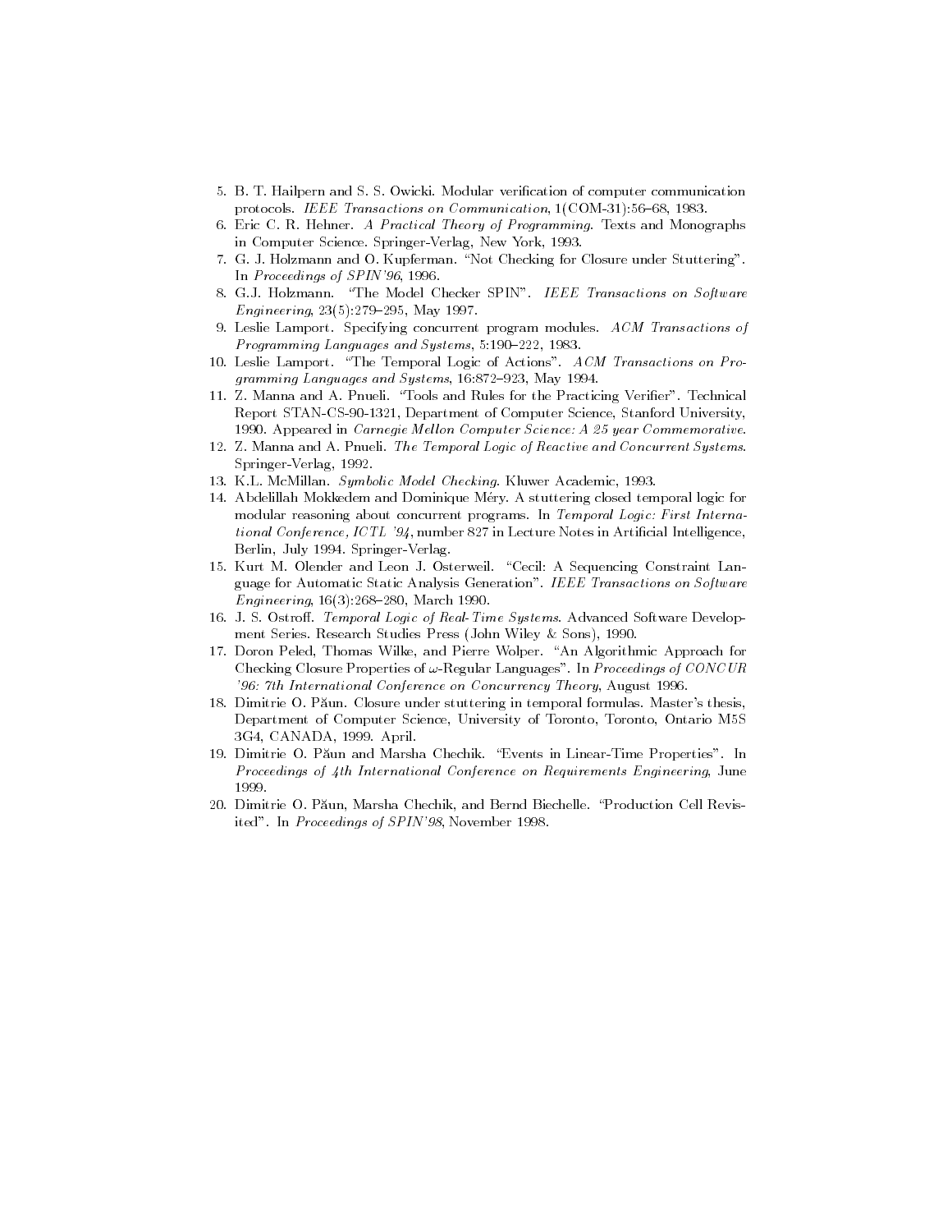5. B. T. Hailpern and S. S. Owicki. Modular verification of computer communication protocols. *IEEE Transactions on Communication*, 1(COM-31):56–68, 1983.
6. Eric C. R. Hehner. *A Practical Theory of Programming*. Texts and Monographs in Computer Science. Springer-Verlag, New York, 1993.
7. G. J. Holzmann and O. Kupferman. "Not Checking for Closure under Stuttering". In *Proceedings of SPIN'96*, 1996.
8. G.J. Holzmann. "The Model Checker SPIN". *IEEE Transactions on Software Engineering*, 23(5):279–295, May 1997.
9. Leslie Lamport. Specifying concurrent program modules. *ACM Transactions of Programming Languages and Systems*, 5:190–222, 1983.
10. Leslie Lamport. "The Temporal Logic of Actions". *ACM Transactions on Programming Languages and Systems*, 16:872–923, May 1994.
11. Z. Manna and A. Pnueli. "Tools and Rules for the Practicing Verifier". Technical Report STAN-CS-90-1321, Department of Computer Science, Stanford University, 1990. Appeared in *Carnegie Mellon Computer Science: A 25 year Commemorative*.
12. Z. Manna and A. Pnueli. *The Temporal Logic of Reactive and Concurrent Systems*. Springer-Verlag, 1992.
13. K.L. McMillan. *Symbolic Model Checking*. Kluwer Academic, 1993.
14. Abdelillah Mokkedem and Dominique Méry. A stuttering closed temporal logic for modular reasoning about concurrent programs. In *Temporal Logic: First International Conference, ICTL '94*, number 827 in Lecture Notes in Artificial Intelligence, Berlin, July 1994. Springer-Verlag.
15. Kurt M. Olender and Leon J. Osterweil. "Cecil: A Sequencing Constraint Language for Automatic Static Analysis Generation". *IEEE Transactions on Software Engineering*, 16(3):268–280, March 1990.
16. J. S. Ostroff. *Temporal Logic of Real-Time Systems*. Advanced Software Development Series. Research Studies Press (John Wiley & Sons), 1990.
17. Doron Peled, Thomas Wilke, and Pierre Wolper. "An Algorithmic Approach for Checking Closure Properties of $\omega$-Regular Languages". In *Proceedings of CONCUR '96: 7th International Conference on Concurrency Theory*, August 1996.
18. Dimitrie O. Păun. Closure under stuttering in temporal formulas. Master's thesis, Department of Computer Science, University of Toronto, Toronto, Ontario M5S 3G4, CANADA, 1999. April.
19. Dimitrie O. Păun and Marsha Chechik. "Events in Linear-Time Properties". In *Proceedings of 4th International Conference on Requirements Engineering*, June 1999.
20. Dimitrie O. Păun, Marsha Chechik, and Bernd Biechelle. "Production Cell Revisited". In *Proceedings of SPIN'98*, November 1998.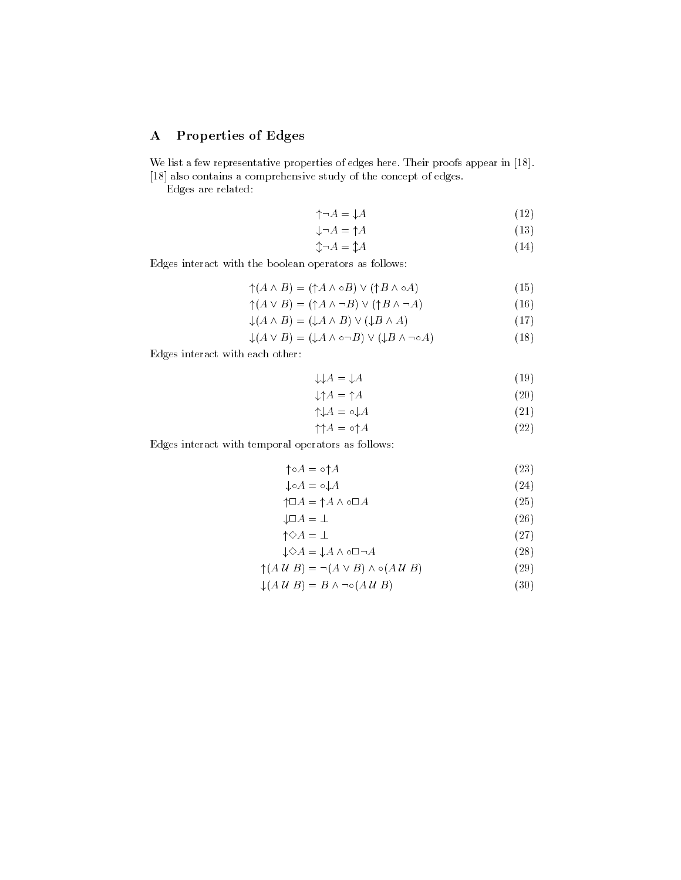## A Properties of Edges

We list a few representative properties of edges here. Their proofs appear in [18]. [18] also contains a comprehensive study of the concept of edges.

Edges are related:

$$\uparrow\neg A = \downarrow A \tag{12}$$

$$\downarrow\neg A = \uparrow A \tag{13}$$

$$\updownarrow\neg A = \updownarrow A \tag{14}$$

Edges interact with the boolean operators as follows:

$$\uparrow(A \wedge B) = (\uparrow A \wedge \circ B) \vee (\uparrow B \wedge \circ A) \tag{15}$$

$$\uparrow(A \vee B) = (\uparrow A \wedge \neg B) \vee (\uparrow B \wedge \neg A) \tag{16}$$

$$\downarrow(A \wedge B) = (\downarrow A \wedge B) \vee (\downarrow B \wedge A) \tag{17}$$

$$\downarrow(A \vee B) = (\downarrow A \wedge \circ\neg B) \vee (\downarrow B \wedge \neg\circ A) \tag{18}$$

Edges interact with each other:

$$\downarrow\downarrow A = \downarrow A \tag{19}$$

$$\downarrow\uparrow A = \uparrow A \tag{20}$$

$$\uparrow\downarrow A = \circ\downarrow A \tag{21}$$

$$\uparrow\uparrow A = \circ\uparrow A \tag{22}$$

Edges interact with temporal operators as follows:

$$\uparrow\circ A = \circ\uparrow A \tag{23}$$

$$\downarrow\circ A = \circ\downarrow A \tag{24}$$

$$\uparrow\Box A = \uparrow A \wedge \circ\Box A \tag{25}$$

$$\downarrow\Box A = \bot \tag{26}$$

$$\uparrow\Diamond A = \bot \tag{27}$$

$$\downarrow\Diamond A = \downarrow A \wedge \circ\Box\neg A \tag{28}$$

$$\uparrow(A \,\mathcal{U}\, B) = \neg(A \vee B) \wedge \circ(A \,\mathcal{U}\, B) \tag{29}$$

$$\downarrow(A \,\mathcal{U}\, B) = B \wedge \neg\circ(A \,\mathcal{U}\, B) \tag{30}$$